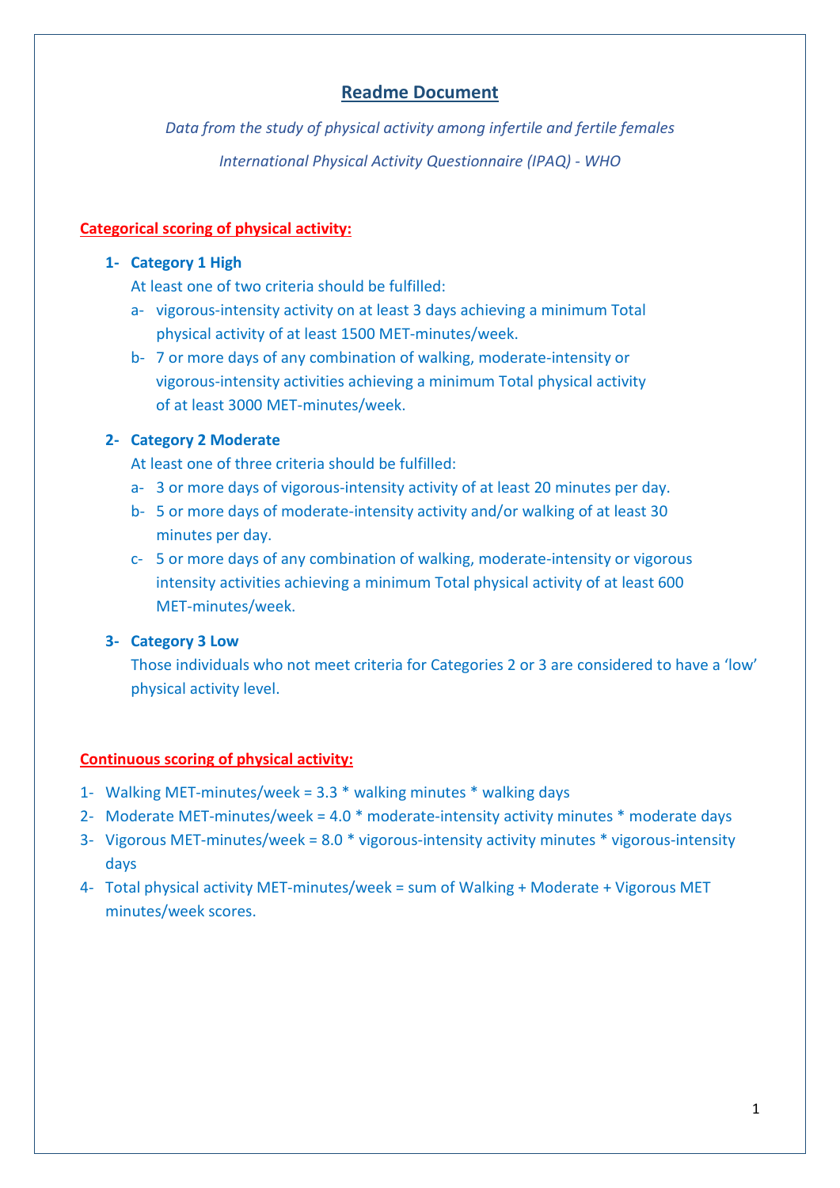# Readme Document

*Data from the study of physical activity among infertile and fertile females*

*International Physical Activity Questionnaire (IPAQ) - WHO*

## Categorical scoring of physical activity:

1- **Category 1 High**

   At least one of two criteria should be fulfilled:

   a- vigorous-intensity activity on at least 3 days achieving a minimum Total physical activity of at least 1500 MET-minutes/week.

   b- 7 or more days of any combination of walking, moderate-intensity or vigorous-intensity activities achieving a minimum Total physical activity of at least 3000 MET-minutes/week.

2- **Category 2 Moderate**

   At least one of three criteria should be fulfilled:

   a- 3 or more days of vigorous-intensity activity of at least 20 minutes per day.

   b- 5 or more days of moderate-intensity activity and/or walking of at least 30 minutes per day.

   c- 5 or more days of any combination of walking, moderate-intensity or vigorous intensity activities achieving a minimum Total physical activity of at least 600 MET-minutes/week.

3- **Category 3 Low**

   Those individuals who not meet criteria for Categories 2 or 3 are considered to have a 'low' physical activity level.

## Continuous scoring of physical activity:

1- Walking MET-minutes/week = 3.3 * walking minutes * walking days

2- Moderate MET-minutes/week = 4.0 * moderate-intensity activity minutes * moderate days

3- Vigorous MET-minutes/week = 8.0 * vigorous-intensity activity minutes * vigorous-intensity days

4- Total physical activity MET-minutes/week = sum of Walking + Moderate + Vigorous MET minutes/week scores.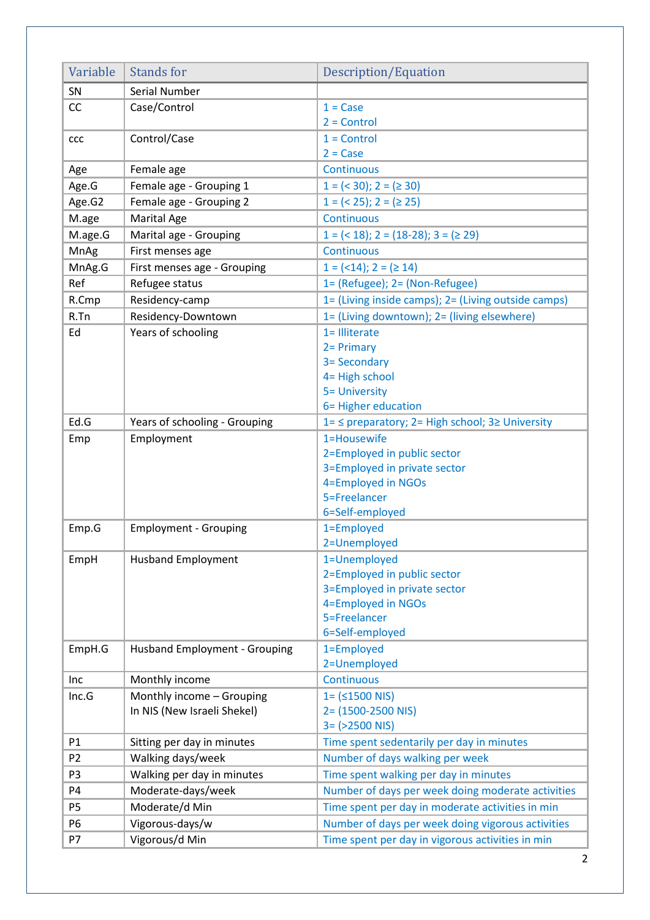| Variable | Stands for | Description/Equation |
|---|---|---|
| SN | Serial Number | |
| CC | Case/Control | 1 = Case<br>2 = Control |
| ccc | Control/Case | 1 = Control<br>2 = Case |
| Age | Female age | Continuous |
| Age.G | Female age - Grouping 1 | 1 = (< 30); 2 = (≥ 30) |
| Age.G2 | Female age - Grouping 2 | 1 = (< 25); 2 = (≥ 25) |
| M.age | Marital Age | Continuous |
| M.age.G | Marital age - Grouping | 1 = (< 18); 2 = (18-28); 3 = (≥ 29) |
| MnAg | First menses age | Continuous |
| MnAg.G | First menses age - Grouping | 1 = (<14); 2 = (≥ 14) |
| Ref | Refugee status | 1= (Refugee); 2= (Non-Refugee) |
| R.Cmp | Residency-camp | 1= (Living inside camps); 2= (Living outside camps) |
| R.Tn | Residency-Downtown | 1= (Living downtown); 2= (living elsewhere) |
| Ed | Years of schooling | 1= Illiterate<br>2= Primary<br>3= Secondary<br>4= High school<br>5= University<br>6= Higher education |
| Ed.G | Years of schooling - Grouping | 1= ≤ preparatory; 2= High school; 3≥ University |
| Emp | Employment | 1=Housewife<br>2=Employed in public sector<br>3=Employed in private sector<br>4=Employed in NGOs<br>5=Freelancer<br>6=Self-employed |
| Emp.G | Employment - Grouping | 1=Employed<br>2=Unemployed |
| EmpH | Husband Employment | 1=Unemployed<br>2=Employed in public sector<br>3=Employed in private sector<br>4=Employed in NGOs<br>5=Freelancer<br>6=Self-employed |
| EmpH.G | Husband Employment - Grouping | 1=Employed<br>2=Unemployed |
| Inc | Monthly income | Continuous |
| Inc.G | Monthly income – Grouping<br>In NIS (New Israeli Shekel) | 1= (≤1500 NIS)<br>2= (1500-2500 NIS)<br>3= (>2500 NIS) |
| P1 | Sitting per day in minutes | Time spent sedentarily per day in minutes |
| P2 | Walking days/week | Number of days walking per week |
| P3 | Walking per day in minutes | Time spent walking per day in minutes |
| P4 | Moderate-days/week | Number of days per week doing moderate activities |
| P5 | Moderate/d Min | Time spent per day in moderate activities in min |
| P6 | Vigorous-days/w | Number of days per week doing vigorous activities |
| P7 | Vigorous/d Min | Time spent per day in vigorous activities in min |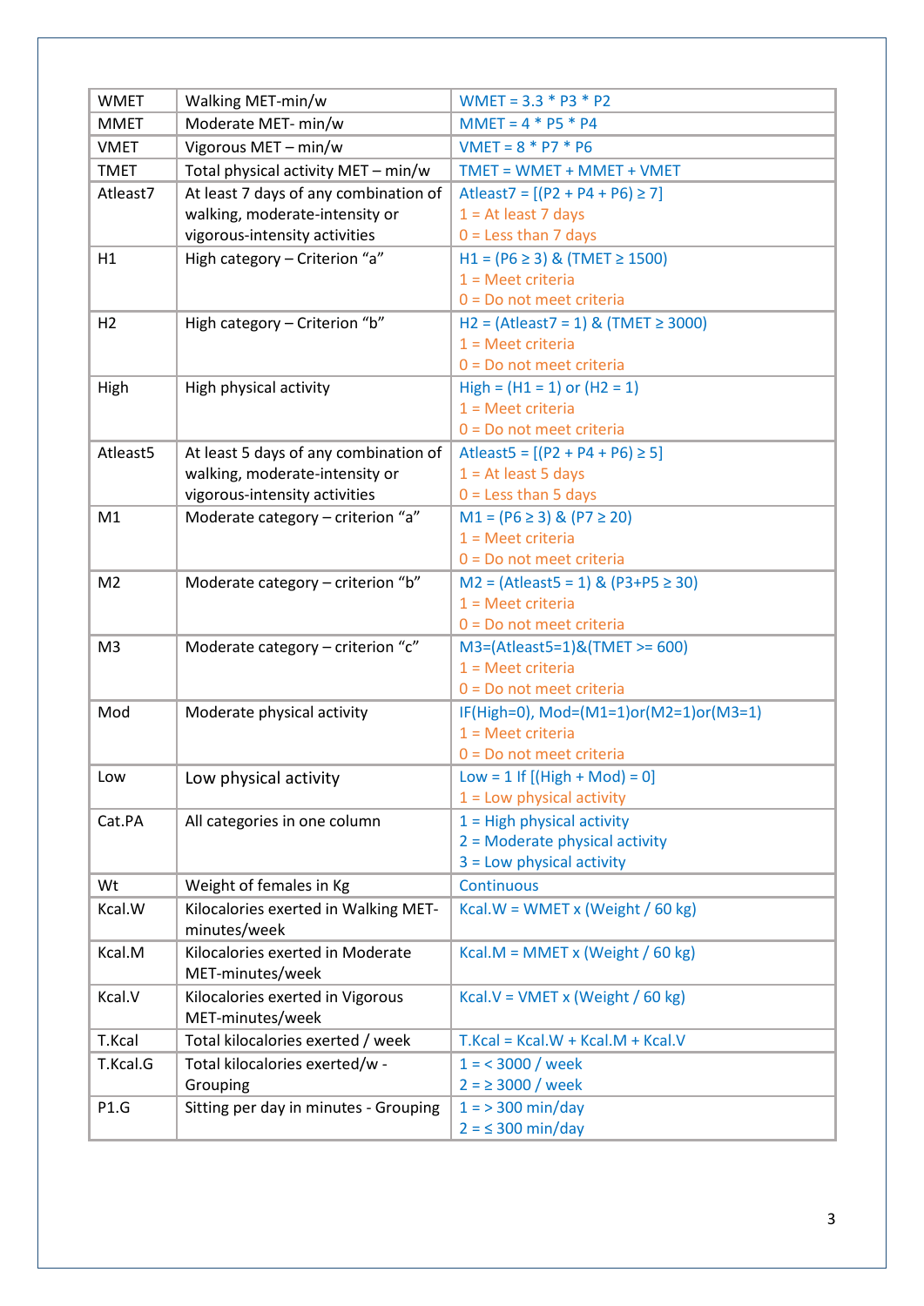| | | |
|---|---|---|
| WMET | Walking MET-min/w | WMET = 3.3 * P3 * P2 |
| MMET | Moderate MET- min/w | MMET = 4 * P5 * P4 |
| VMET | Vigorous MET – min/w | VMET = 8 * P7 * P6 |
| TMET | Total physical activity MET – min/w | TMET = WMET + MMET + VMET |
| Atleast7 | At least 7 days of any combination of walking, moderate-intensity or vigorous-intensity activities | Atleast7 = [(P2 + P4 + P6) ≥ 7]<br>1 = At least 7 days<br>0 = Less than 7 days |
| H1 | High category – Criterion “a” | H1 = (P6 ≥ 3) & (TMET ≥ 1500)<br>1 = Meet criteria<br>0 = Do not meet criteria |
| H2 | High category – Criterion “b” | H2 = (Atleast7 = 1) & (TMET ≥ 3000)<br>1 = Meet criteria<br>0 = Do not meet criteria |
| High | High physical activity | High = (H1 = 1) or (H2 = 1)<br>1 = Meet criteria<br>0 = Do not meet criteria |
| Atleast5 | At least 5 days of any combination of walking, moderate-intensity or vigorous-intensity activities | Atleast5 = [(P2 + P4 + P6) ≥ 5]<br>1 = At least 5 days<br>0 = Less than 5 days |
| M1 | Moderate category – criterion “a” | M1 = (P6 ≥ 3) & (P7 ≥ 20)<br>1 = Meet criteria<br>0 = Do not meet criteria |
| M2 | Moderate category – criterion “b” | M2 = (Atleast5 = 1) & (P3+P5 ≥ 30)<br>1 = Meet criteria<br>0 = Do not meet criteria |
| M3 | Moderate category – criterion “c” | M3=(Atleast5=1)&(TMET >= 600)<br>1 = Meet criteria<br>0 = Do not meet criteria |
| Mod | Moderate physical activity | IF(High=0), Mod=(M1=1)or(M2=1)or(M3=1)<br>1 = Meet criteria<br>0 = Do not meet criteria |
| Low | Low physical activity | Low = 1 If [(High + Mod) = 0]<br>1 = Low physical activity |
| Cat.PA | All categories in one column | 1 = High physical activity<br>2 = Moderate physical activity<br>3 = Low physical activity |
| Wt | Weight of females in Kg | Continuous |
| Kcal.W | Kilocalories exerted in Walking MET-minutes/week | Kcal.W = WMET x (Weight / 60 kg) |
| Kcal.M | Kilocalories exerted in Moderate MET-minutes/week | Kcal.M = MMET x (Weight / 60 kg) |
| Kcal.V | Kilocalories exerted in Vigorous MET-minutes/week | Kcal.V = VMET x (Weight / 60 kg) |
| T.Kcal | Total kilocalories exerted / week | T.Kcal = Kcal.W + Kcal.M + Kcal.V |
| T.Kcal.G | Total kilocalories exerted/w - Grouping | 1 = < 3000 / week<br>2 = ≥ 3000 / week |
| P1.G | Sitting per day in minutes - Grouping | 1 = > 300 min/day<br>2 = ≤ 300 min/day |